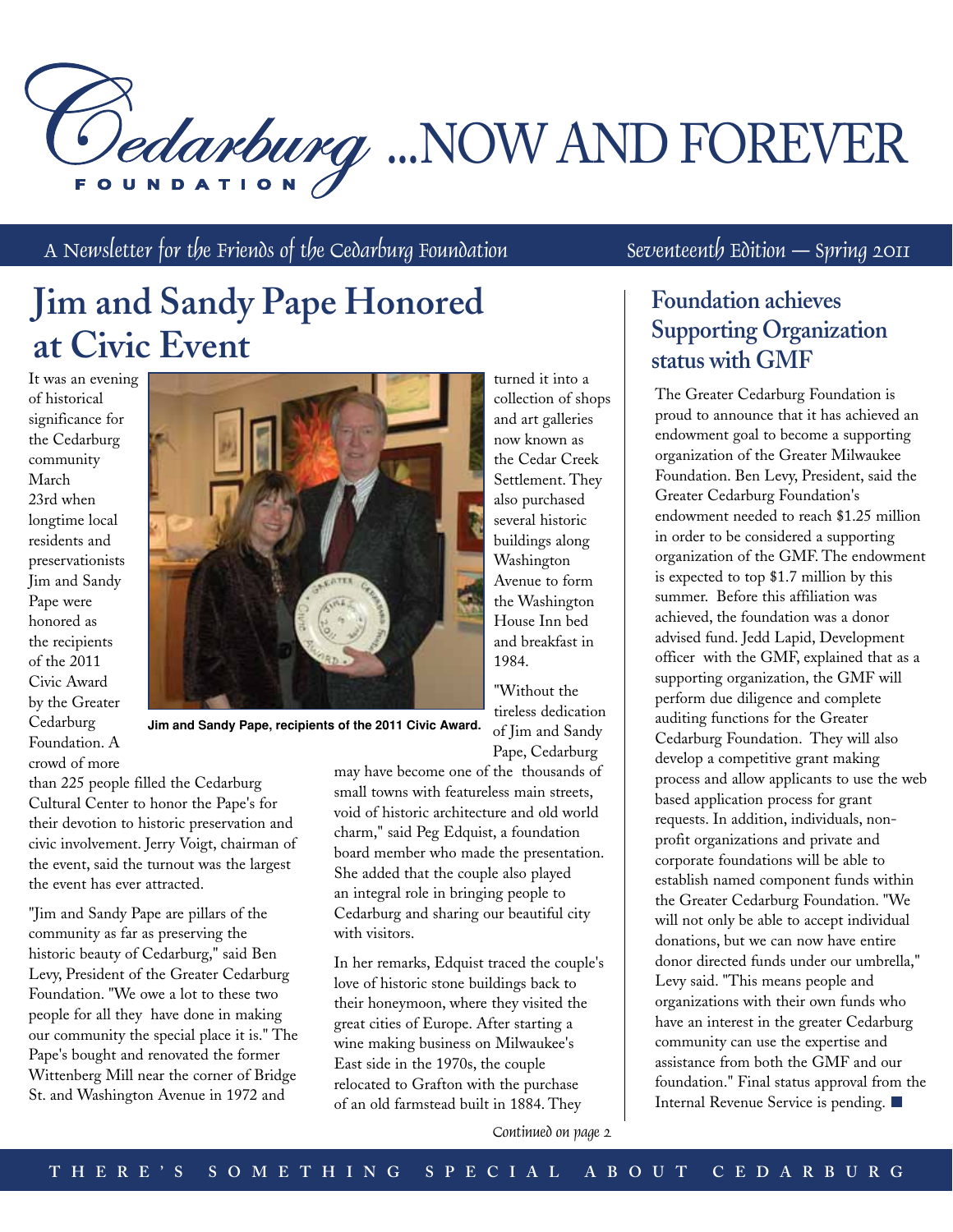# Cedarburg Foundation ...NOW AND FOREVER

*A Newsletter for the Friends of the Cedarburg Foundation* — *Seventeenth Edition — Spring 2011*

## Jim and Sandy Pape Honored at Civic Event

It was an evening of historical significance for the Cedarburg community March 23rd when longtime local residents and preservationists Jim and Sandy Pape were honored as the recipients of the 2011 Civic Award by the Greater Cedarburg Foundation. A crowd of more than 225 people filled the Cedarburg Cultural Center to honor the Pape's for their devotion to historic preservation and civic involvement. Jerry Voigt, chairman of the event, said the turnout was the largest the event has ever attracted.

**Jim and Sandy Pape, recipients of the 2011 Civic Award.**

"Jim and Sandy Pape are pillars of the community as far as preserving the historic beauty of Cedarburg," said Ben Levy, President of the Greater Cedarburg Foundation. "We owe a lot to these two people for all they have done in making our community the special place it is." The Pape's bought and renovated the former Wittenberg Mill near the corner of Bridge St. and Washington Avenue in 1972 and turned it into a collection of shops and art galleries now known as the Cedar Creek Settlement. They also purchased several historic buildings along Washington Avenue to form the Washington House Inn bed and breakfast in 1984.

"Without the tireless dedication of Jim and Sandy Pape, Cedarburg may have become one of the thousands of small towns with featureless main streets, void of historic architecture and old world charm," said Peg Edquist, a foundation board member who made the presentation. She added that the couple also played an integral role in bringing people to Cedarburg and sharing our beautiful city with visitors.

In her remarks, Edquist traced the couple's love of historic stone buildings back to their honeymoon, where they visited the great cities of Europe. After starting a wine making business on Milwaukee's East side in the 1970s, the couple relocated to Grafton with the purchase of an old farmstead built in 1884. They

*Continued on page 2*

## Foundation achieves Supporting Organization status with GMF

The Greater Cedarburg Foundation is proud to announce that it has achieved an endowment goal to become a supporting organization of the Greater Milwaukee Foundation. Ben Levy, President, said the Greater Cedarburg Foundation's endowment needed to reach $1.25 million in order to be considered a supporting organization of the GMF. The endowment is expected to top $1.7 million by this summer. Before this affiliation was achieved, the foundation was a donor advised fund. Jedd Lapid, Development officer with the GMF, explained that as a supporting organization, the GMF will perform due diligence and complete auditing functions for the Greater Cedarburg Foundation. They will also develop a competitive grant making process and allow applicants to use the web based application process for grant requests. In addition, individuals, non-profit organizations and private and corporate foundations will be able to establish named component funds within the Greater Cedarburg Foundation. "We will not only be able to accept individual donations, but we can now have entire donor directed funds under our umbrella," Levy said. "This means people and organizations with their own funds who have an interest in the greater Cedarburg community can use the expertise and assistance from both the GMF and our foundation." Final status approval from the Internal Revenue Service is pending. ■

THERE'S SOMETHING SPECIAL ABOUT CEDARBURG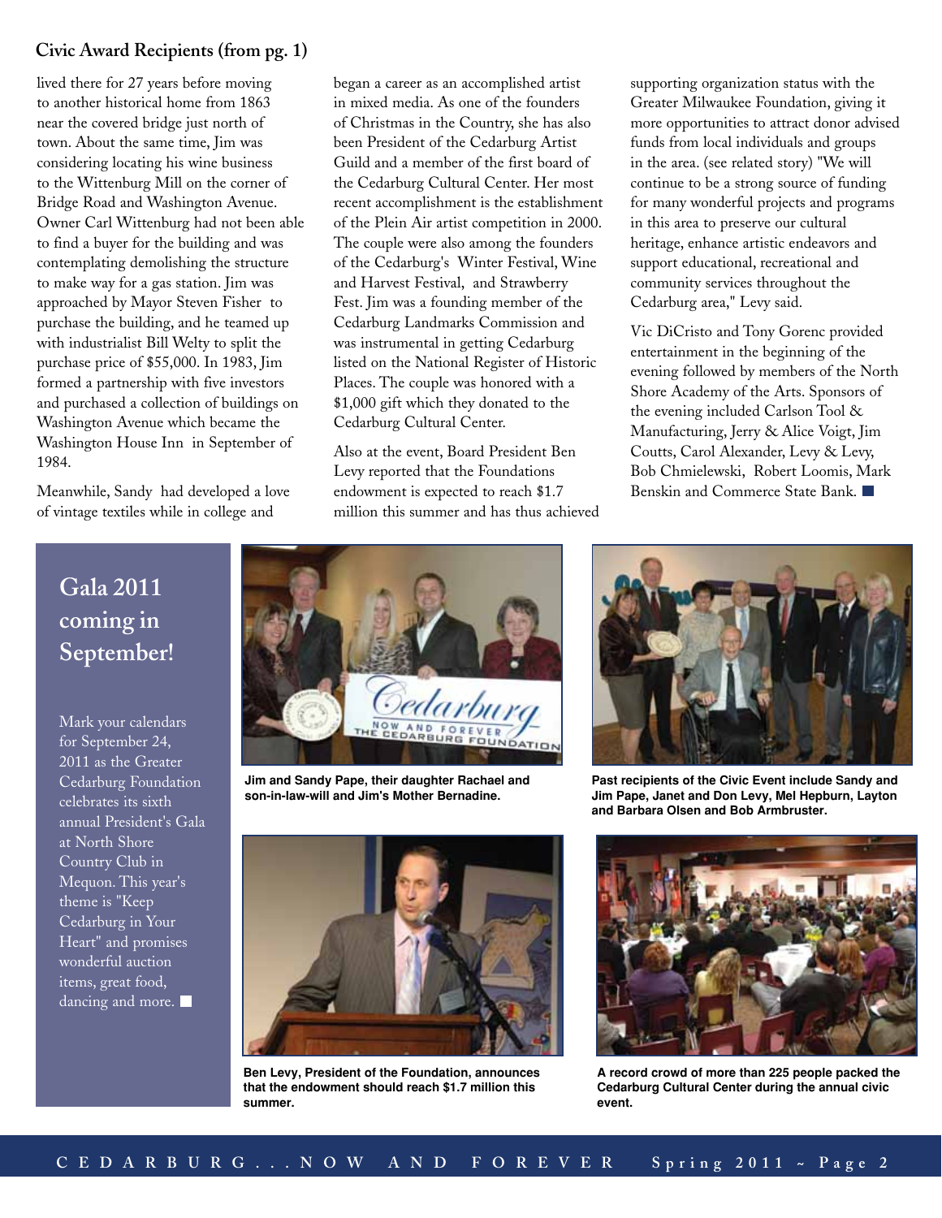## Civic Award Recipients (from pg. 1)

lived there for 27 years before moving to another historical home from 1863 near the covered bridge just north of town. About the same time, Jim was considering locating his wine business to the Wittenburg Mill on the corner of Bridge Road and Washington Avenue. Owner Carl Wittenburg had not been able to find a buyer for the building and was contemplating demolishing the structure to make way for a gas station. Jim was approached by Mayor Steven Fisher to purchase the building, and he teamed up with industrialist Bill Welty to split the purchase price of $55,000. In 1983, Jim formed a partnership with five investors and purchased a collection of buildings on Washington Avenue which became the Washington House Inn in September of 1984.

Meanwhile, Sandy had developed a love of vintage textiles while in college and began a career as an accomplished artist in mixed media. As one of the founders of Christmas in the Country, she has also been President of the Cedarburg Artist Guild and a member of the first board of the Cedarburg Cultural Center. Her most recent accomplishment is the establishment of the Plein Air artist competition in 2000. The couple were also among the founders of the Cedarburg's Winter Festival, Wine and Harvest Festival, and Strawberry Fest. Jim was a founding member of the Cedarburg Landmarks Commission and was instrumental in getting Cedarburg listed on the National Register of Historic Places. The couple was honored with a $1,000 gift which they donated to the Cedarburg Cultural Center.

Also at the event, Board President Ben Levy reported that the Foundations endowment is expected to reach $1.7 million this summer and has thus achieved supporting organization status with the Greater Milwaukee Foundation, giving it more opportunities to attract donor advised funds from local individuals and groups in the area. (see related story) "We will continue to be a strong source of funding for many wonderful projects and programs in this area to preserve our cultural heritage, enhance artistic endeavors and support educational, recreational and community services throughout the Cedarburg area," Levy said.

Vic DiCristo and Tony Gorenc provided entertainment in the beginning of the evening followed by members of the North Shore Academy of the Arts. Sponsors of the evening included Carlson Tool & Manufacturing, Jerry & Alice Voigt, Jim Coutts, Carol Alexander, Levy & Levy, Bob Chmielewski, Robert Loomis, Mark Benskin and Commerce State Bank.

## Gala 2011 coming in September!

Mark your calendars for September 24, 2011 as the Greater Cedarburg Foundation celebrates its sixth annual President's Gala at North Shore Country Club in Mequon. This year's theme is "Keep Cedarburg in Your Heart" and promises wonderful auction items, great food, dancing and more.

**Jim and Sandy Pape, their daughter Rachael and son-in-law-will and Jim's Mother Bernadine.**

**Past recipients of the Civic Event include Sandy and Jim Pape, Janet and Don Levy, Mel Hepburn, Layton and Barbara Olsen and Bob Armbruster.**

**Ben Levy, President of the Foundation, announces that the endowment should reach $1.7 million this summer.**

**A record crowd of more than 225 people packed the Cedarburg Cultural Center during the annual civic event.**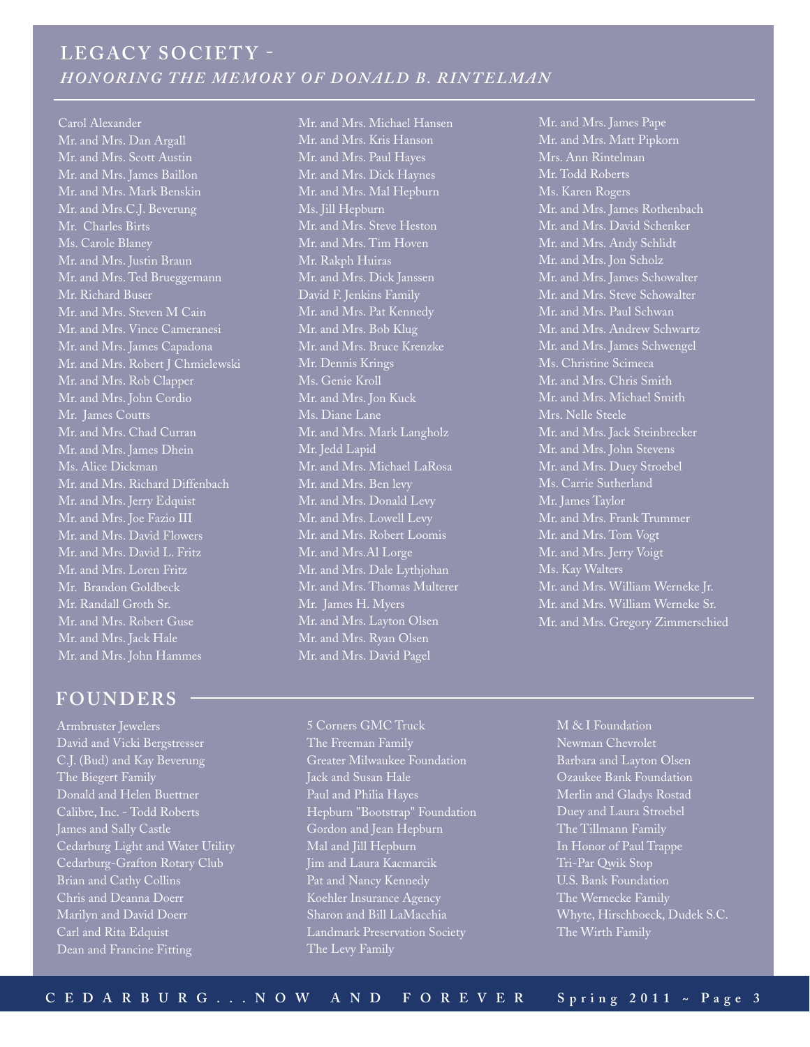## LEGACY SOCIETY -
### *HONORING THE MEMORY OF DONALD B. RINTELMAN*

Carol Alexander
Mr. and Mrs. Dan Argall
Mr. and Mrs. Scott Austin
Mr. and Mrs. James Baillon
Mr. and Mrs. Mark Benskin
Mr. and Mrs.C.J. Beverung
Mr. Charles Birts
Ms. Carole Blaney
Mr. and Mrs. Justin Braun
Mr. and Mrs. Ted Brueggemann
Mr. Richard Buser
Mr. and Mrs. Steven M Cain
Mr. and Mrs. Vince Cameranesi
Mr. and Mrs. James Capadona
Mr. and Mrs. Robert J Chmielewski
Mr. and Mrs. Rob Clapper
Mr. and Mrs. John Cordio
Mr. James Coutts
Mr. and Mrs. Chad Curran
Mr. and Mrs. James Dhein
Ms. Alice Dickman
Mr. and Mrs. Richard Diffenbach
Mr. and Mrs. Jerry Edquist
Mr. and Mrs. Joe Fazio III
Mr. and Mrs. David Flowers
Mr. and Mrs. David L. Fritz
Mr. and Mrs. Loren Fritz
Mr. Brandon Goldbeck
Mr. Randall Groth Sr.
Mr. and Mrs. Robert Guse
Mr. and Mrs. Jack Hale
Mr. and Mrs. John Hammes
Mr. and Mrs. Michael Hansen
Mr. and Mrs. Kris Hanson
Mr. and Mrs. Paul Hayes
Mr. and Mrs. Dick Haynes
Mr. and Mrs. Mal Hepburn
Ms. Jill Hepburn
Mr. and Mrs. Steve Heston
Mr. and Mrs. Tim Hoven
Mr. Rakph Huiras
Mr. and Mrs. Dick Janssen
David F. Jenkins Family
Mr. and Mrs. Pat Kennedy
Mr. and Mrs. Bob Klug
Mr. and Mrs. Bruce Krenzke
Mr. Dennis Krings
Ms. Genie Kroll
Mr. and Mrs. Jon Kuck
Ms. Diane Lane
Mr. and Mrs. Mark Langholz
Mr. Jedd Lapid
Mr. and Mrs. Michael LaRosa
Mr. and Mrs. Ben levy
Mr. and Mrs. Donald Levy
Mr. and Mrs. Lowell Levy
Mr. and Mrs. Robert Loomis
Mr. and Mrs.Al Lorge
Mr. and Mrs. Dale Lythjohan
Mr. and Mrs. Thomas Multerer
Mr. James H. Myers
Mr. and Mrs. Layton Olsen
Mr. and Mrs. Ryan Olsen
Mr. and Mrs. David Pagel
Mr. and Mrs. James Pape
Mr. and Mrs. Matt Pipkorn
Mrs. Ann Rintelman
Mr. Todd Roberts
Ms. Karen Rogers
Mr. and Mrs. James Rothenbach
Mr. and Mrs. David Schenker
Mr. and Mrs. Andy Schlidt
Mr. and Mrs. Jon Scholz
Mr. and Mrs. James Schowalter
Mr. and Mrs. Steve Schowalter
Mr. and Mrs. Paul Schwan
Mr. and Mrs. Andrew Schwartz
Mr. and Mrs. James Schwengel
Ms. Christine Scimeca
Mr. and Mrs. Chris Smith
Mr. and Mrs. Michael Smith
Mrs. Nelle Steele
Mr. and Mrs. Jack Steinbrecker
Mr. and Mrs. John Stevens
Mr. and Mrs. Duey Stroebel
Ms. Carrie Sutherland
Mr. James Taylor
Mr. and Mrs. Frank Trummer
Mr. and Mrs. Tom Vogt
Mr. and Mrs. Jerry Voigt
Ms. Kay Walters
Mr. and Mrs. William Werneke Jr.
Mr. and Mrs. William Werneke Sr.
Mr. and Mrs. Gregory Zimmerschied

## FOUNDERS

Armbruster Jewelers
David and Vicki Bergstresser
C.J. (Bud) and Kay Beverung
The Biegert Family
Donald and Helen Buettner
Calibre, Inc. - Todd Roberts
James and Sally Castle
Cedarburg Light and Water Utility
Cedarburg-Grafton Rotary Club
Brian and Cathy Collins
Chris and Deanna Doerr
Marilyn and David Doerr
Carl and Rita Edquist
Dean and Francine Fitting
5 Corners GMC Truck
The Freeman Family
Greater Milwaukee Foundation
Jack and Susan Hale
Paul and Philia Hayes
Hepburn "Bootstrap" Foundation
Gordon and Jean Hepburn
Mal and Jill Hepburn
Jim and Laura Kacmarcik
Pat and Nancy Kennedy
Koehler Insurance Agency
Sharon and Bill LaMacchia
Landmark Preservation Society
The Levy Family
M & I Foundation
Newman Chevrolet
Barbara and Layton Olsen
Ozaukee Bank Foundation
Merlin and Gladys Rostad
Duey and Laura Stroebel
The Tillmann Family
In Honor of Paul Trappe
Tri-Par Qwik Stop
U.S. Bank Foundation
The Wernecke Family
Whyte, Hirschboeck, Dudek S.C.
The Wirth Family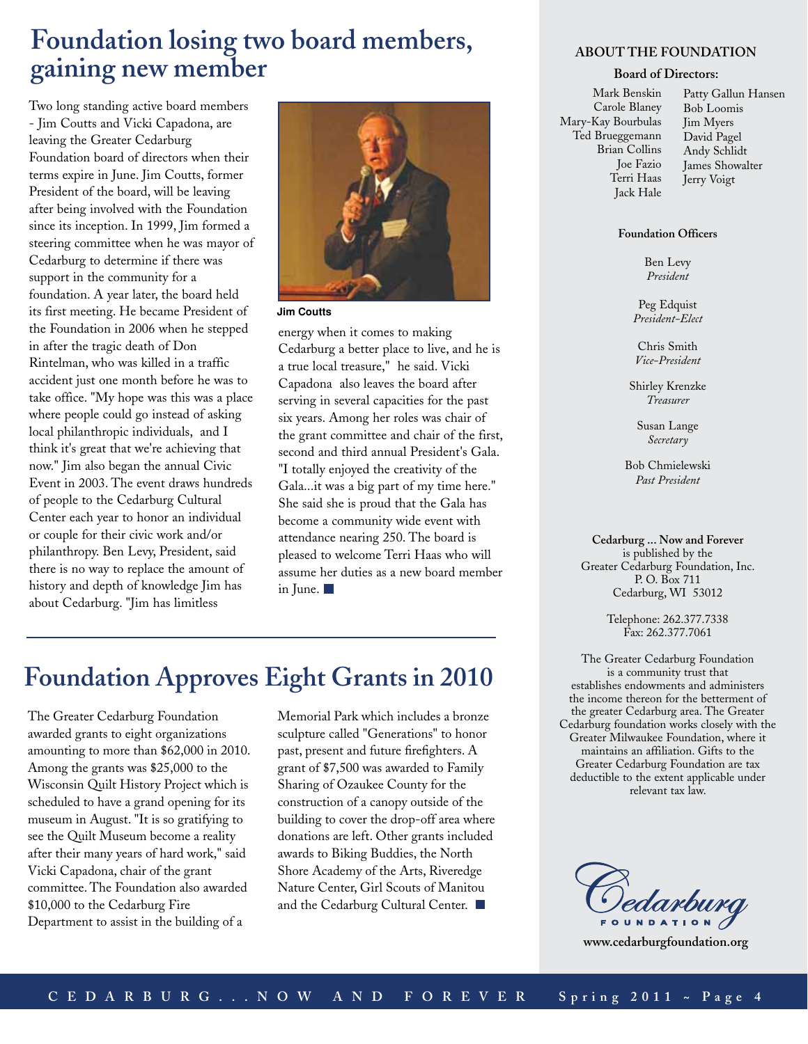# Foundation losing two board members, gaining new member

Two long standing active board members - Jim Coutts and Vicki Capadona, are leaving the Greater Cedarburg Foundation board of directors when their terms expire in June. Jim Coutts, former President of the board, will be leaving after being involved with the Foundation since its inception. In 1999, Jim formed a steering committee when he was mayor of Cedarburg to determine if there was support in the community for a foundation. A year later, the board held its first meeting. He became President of the Foundation in 2006 when he stepped in after the tragic death of Don Rintelman, who was killed in a traffic accident just one month before he was to take office. "My hope was this was a place where people could go instead of asking local philanthropic individuals, and I think it's great that we're achieving that now." Jim also began the annual Civic Event in 2003. The event draws hundreds of people to the Cedarburg Cultural Center each year to honor an individual or couple for their civic work and/or philanthropy. Ben Levy, President, said there is no way to replace the amount of history and depth of knowledge Jim has about Cedarburg. "Jim has limitless energy when it comes to making Cedarburg a better place to live, and he is a true local treasure," he said. Vicki Capadona also leaves the board after serving in several capacities for the past six years. Among her roles was chair of the grant committee and chair of the first, second and third annual President's Gala. "I totally enjoyed the creativity of the Gala...it was a big part of my time here." She said she is proud that the Gala has become a community wide event with attendance nearing 250. The board is pleased to welcome Terri Haas who will assume her duties as a new board member in June.

**Jim Coutts**

# Foundation Approves Eight Grants in 2010

The Greater Cedarburg Foundation awarded grants to eight organizations amounting to more than $62,000 in 2010. Among the grants was $25,000 to the Wisconsin Quilt History Project which is scheduled to have a grand opening for its museum in August. "It is so gratifying to see the Quilt Museum become a reality after their many years of hard work," said Vicki Capadona, chair of the grant committee. The Foundation also awarded $10,000 to the Cedarburg Fire Department to assist in the building of a Memorial Park which includes a bronze sculpture called "Generations" to honor past, present and future firefighters. A grant of $7,500 was awarded to Family Sharing of Ozaukee County for the construction of a canopy outside of the building to cover the drop-off area where donations are left. Other grants included awards to Biking Buddies, the North Shore Academy of the Arts, Riveredge Nature Center, Girl Scouts of Manitou and the Cedarburg Cultural Center.

## ABOUT THE FOUNDATION

**Board of Directors:**

Mark Benskin
Carole Blaney
Mary-Kay Bourbulas
Ted Brueggemann
Brian Collins
Joe Fazio
Terri Haas
Jack Hale
Patty Gallun Hansen
Bob Loomis
Jim Myers
David Pagel
Andy Schlidt
James Showalter
Jerry Voigt

**Foundation Officers**

Ben Levy
*President*

Peg Edquist
*President-Elect*

Chris Smith
*Vice-President*

Shirley Krenzke
*Treasurer*

Susan Lange
*Secretary*

Bob Chmielewski
*Past President*

**Cedarburg ... Now and Forever** is published by the Greater Cedarburg Foundation, Inc.
P. O. Box 711
Cedarburg, WI 53012

Telephone: 262.377.7338
Fax: 262.377.7061

The Greater Cedarburg Foundation is a community trust that establishes endowments and administers the income thereon for the betterment of the greater Cedarburg area. The Greater Cedarburg foundation works closely with the Greater Milwaukee Foundation, where it maintains an affiliation. Gifts to the Greater Cedarburg Foundation are tax deductible to the extent applicable under relevant tax law.

Cedarburg FOUNDATION

**www.cedarburgfoundation.org**